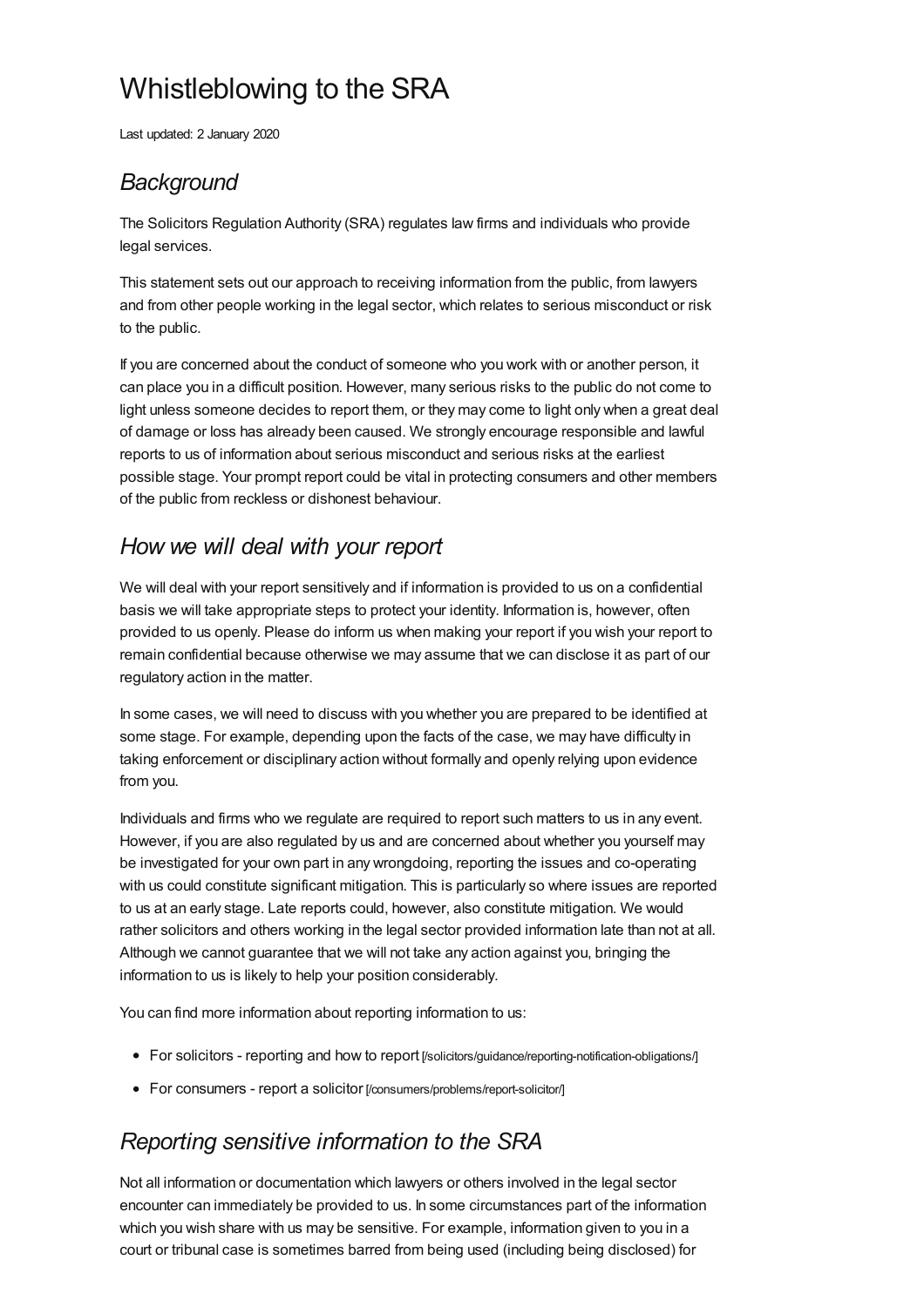# Whistleblowing to the SRA

Last updated: 2 January 2020

## *Background*

The Solicitors Regulation Authority (SRA) regulates law firms and individuals who provide legal services.

This statement sets out our approach to receiving information from the public, from lawyers and from other people working in the legal sector, which relates to serious misconduct or risk to the public.

If you are concerned about the conduct of someone who you work with or another person, it can place you in a difficult position. However, many serious risks to the public do not come to light unless someone decides to report them, or they may come to light only when a great deal of damage or loss has already been caused. We strongly encourage responsible and lawful reports to us of information about serious misconduct and serious risks at the earliest possible stage. Your prompt report could be vital in protecting consumers and other members of the public from reckless or dishonest behaviour.

## *How we will deal with your report*

We will deal with your report sensitively and if information is provided to us on a confidential basis we will take appropriate steps to protect your identity. Information is, however, often provided to us openly. Please do inform us when making your report if you wish your report to remain confidential because otherwise we may assume that we can disclose it as part of our regulatory action in the matter.

In some cases, we will need to discuss with you whether you are prepared to be identified at some stage. For example, depending upon the facts of the case, we may have difficulty in taking enforcement or disciplinary action without formally and openly relying upon evidence from you.

Individuals and firms who we regulate are required to report such matters to us in any event. However, if you are also regulated by us and are concerned about whether you yourself may be investigated for your own part in any wrongdoing, reporting the issues and co-operating with us could constitute significant mitigation. This is particularly so where issues are reported to us at an early stage. Late reports could, however, also constitute mitigation. We would rather solicitors and others working in the legal sector provided information late than not at all. Although we cannot guarantee that we will not take any action against you, bringing the information to us is likely to help your position considerably.

You can find more information about reporting information to us:

- For solicitors - reporting and how to report [/solicitors/guidance/reporting-notification-obligations/]
- For consumers - report a solicitor [/consumers/problems/report-solicitor/]

## *Reporting sensitive information to the SRA*

Not all information or documentation which lawyers or others involved in the legal sector encounter can immediately be provided to us. In some circumstances part of the information which you wish share with us may be sensitive. For example, information given to you in a court or tribunal case is sometimes barred from being used (including being disclosed) for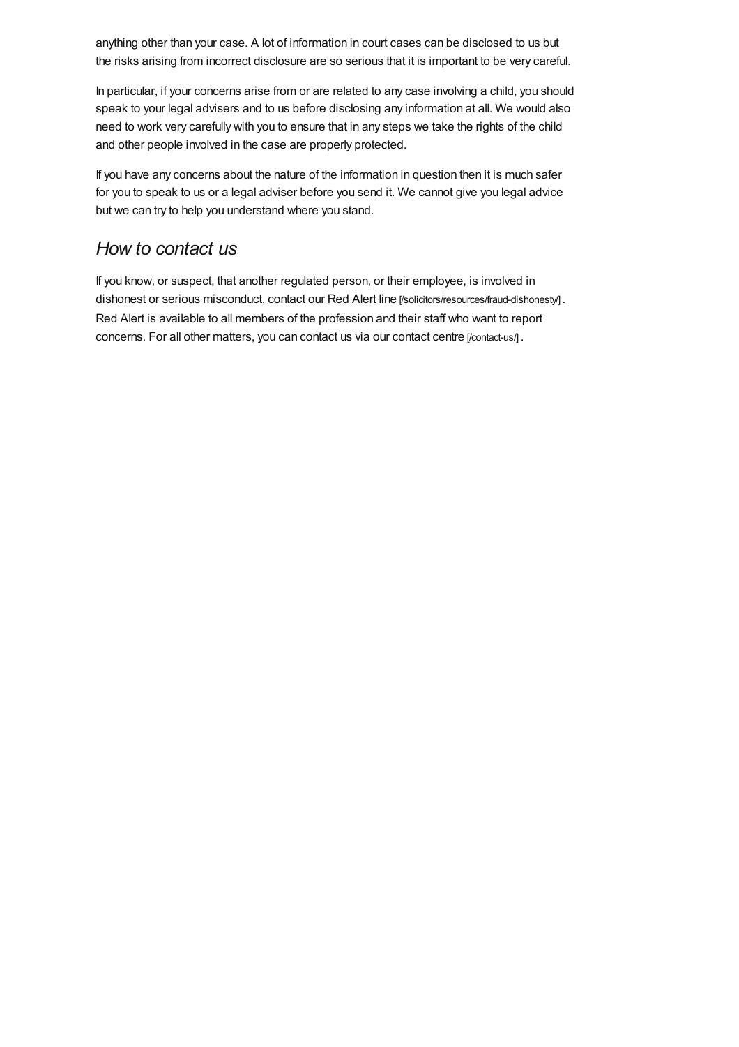anything other than your case. A lot of information in court cases can be disclosed to us but the risks arising from incorrect disclosure are so serious that it is important to be very careful.

In particular, if your concerns arise from or are related to any case involving a child, you should speak to your legal advisers and to us before disclosing any information at all. We would also need to work very carefully with you to ensure that in any steps we take the rights of the child and other people involved in the case are properly protected.

If you have any concerns about the nature of the information in question then it is much safer for you to speak to us or a legal adviser before you send it. We cannot give you legal advice but we can try to help you understand where you stand.

## *How to contact us*

If you know, or suspect, that another regulated person, or their employee, is involved in dishonest or serious misconduct, contact our Red Alert line [/solicitors/resources/fraud-dishonesty/]. Red Alert is available to all members of the profession and their staff who want to report concerns. For all other matters, you can contact us via our contact centre [/contact-us/].